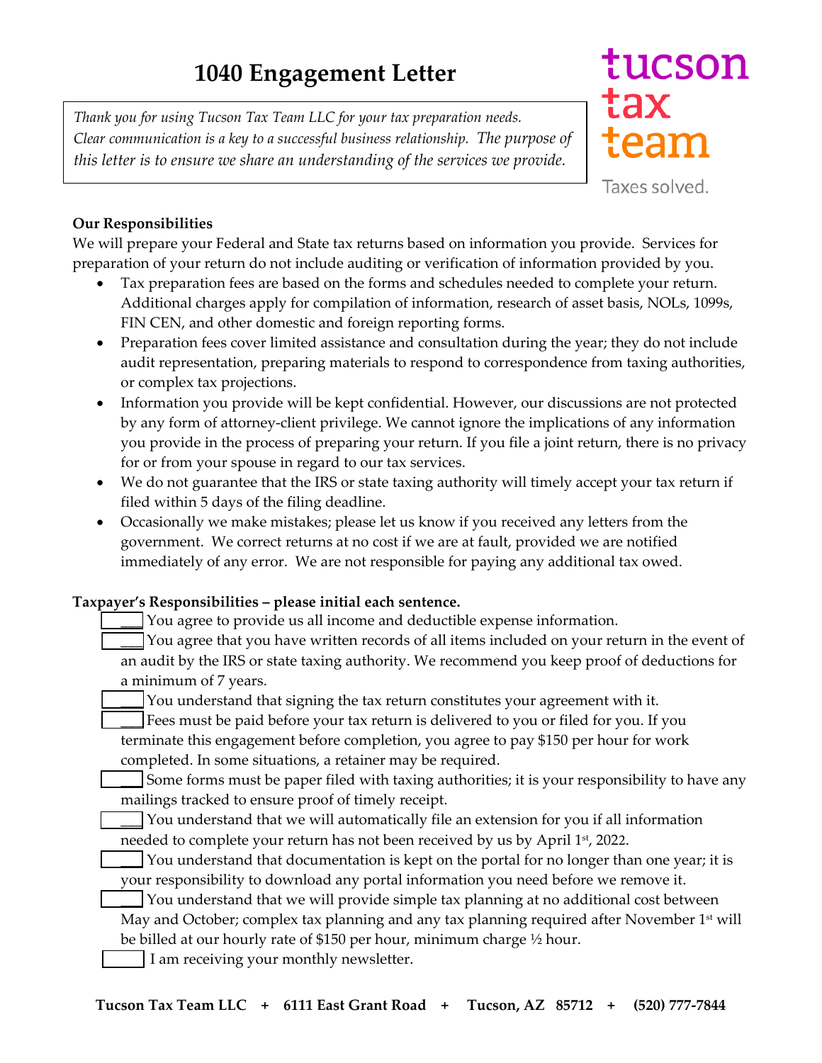# 1040 Engagement Letter

*Thank you for using Tucson Tax Team LLC for your tax preparation needs. Clear communication is a key to a successful business relationship. The purpose of this letter is to ensure we share an understanding of the services we provide.*

tucson tax team

Taxes solved.

**Our Responsibilities**

We will prepare your Federal and State tax returns based on information you provide. Services for preparation of your return do not include auditing or verification of information provided by you.

- Tax preparation fees are based on the forms and schedules needed to complete your return. Additional charges apply for compilation of information, research of asset basis, NOLs, 1099s, FIN CEN, and other domestic and foreign reporting forms.
- Preparation fees cover limited assistance and consultation during the year; they do not include audit representation, preparing materials to respond to correspondence from taxing authorities, or complex tax projections.
- Information you provide will be kept confidential. However, our discussions are not protected by any form of attorney-client privilege. We cannot ignore the implications of any information you provide in the process of preparing your return. If you file a joint return, there is no privacy for or from your spouse in regard to our tax services.
- We do not guarantee that the IRS or state taxing authority will timely accept your tax return if filed within 5 days of the filing deadline.
- Occasionally we make mistakes; please let us know if you received any letters from the government. We correct returns at no cost if we are at fault, provided we are notified immediately of any error. We are not responsible for paying any additional tax owed.

**Taxpayer's Responsibilities – please initial each sentence.**

___ You agree to provide us all income and deductible expense information.

___ You agree that you have written records of all items included on your return in the event of an audit by the IRS or state taxing authority. We recommend you keep proof of deductions for a minimum of 7 years.

___ You understand that signing the tax return constitutes your agreement with it.

___ Fees must be paid before your tax return is delivered to you or filed for you. If you terminate this engagement before completion, you agree to pay $150 per hour for work completed. In some situations, a retainer may be required.

___ Some forms must be paper filed with taxing authorities; it is your responsibility to have any mailings tracked to ensure proof of timely receipt.

___ You understand that we will automatically file an extension for you if all information needed to complete your return has not been received by us by April 1st, 2022.

___ You understand that documentation is kept on the portal for no longer than one year; it is your responsibility to download any portal information you need before we remove it.

___ You understand that we will provide simple tax planning at no additional cost between May and October; complex tax planning and any tax planning required after November 1st will be billed at our hourly rate of $150 per hour, minimum charge ½ hour.

☐ I am receiving your monthly newsletter.

**Tucson Tax Team LLC + 6111 East Grant Road + Tucson, AZ 85712 + (520) 777-7844**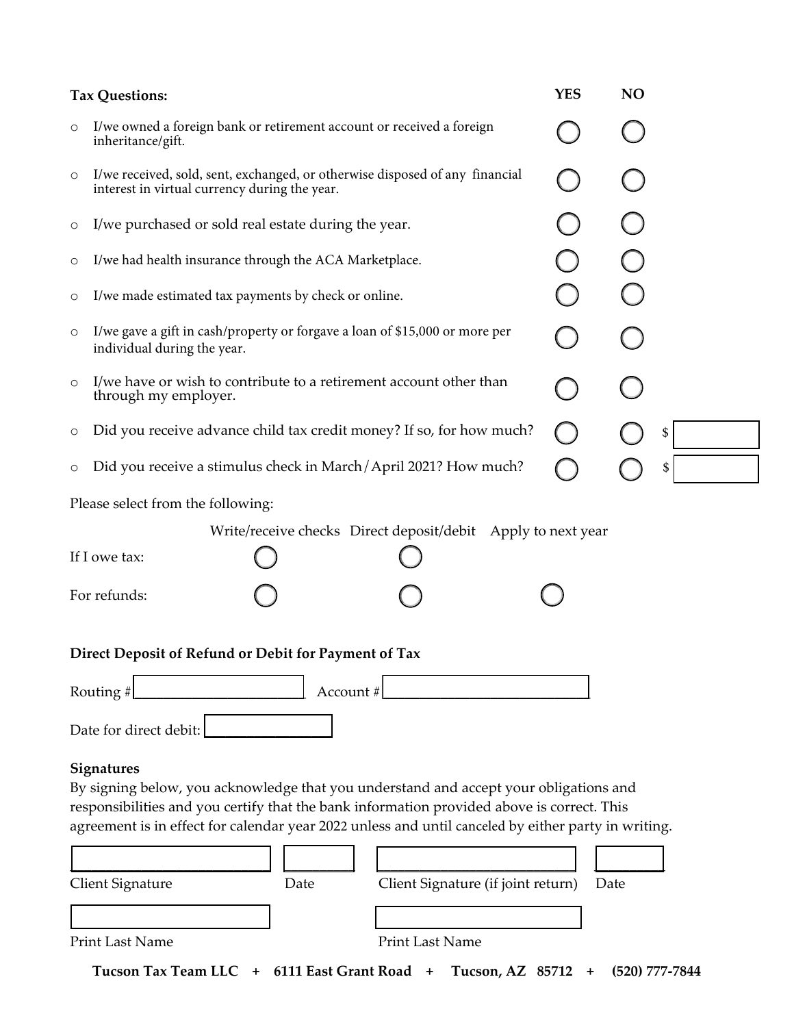**Tax Questions:**

| | YES | NO | |
|---|---|---|---|
| I/we owned a foreign bank or retirement account or received a foreign inheritance/gift. | ○ | ○ | |
| I/we received, sold, sent, exchanged, or otherwise disposed of any financial interest in virtual currency during the year. | ○ | ○ | |
| I/we purchased or sold real estate during the year. | ○ | ○ | |
| I/we had health insurance through the ACA Marketplace. | ○ | ○ | |
| I/we made estimated tax payments by check or online. | ○ | ○ | |
| I/we gave a gift in cash/property or forgave a loan of $15,000 or more per individual during the year. | ○ | ○ | |
| I/we have or wish to contribute to a retirement account other than through my employer. | ○ | ○ | |
| Did you receive advance child tax credit money? If so, for how much? | ○ | ○ | $ |
| Did you receive a stimulus check in March/April 2021? How much? | ○ | ○ | $ |

Please select from the following:

| | Write/receive checks | Direct deposit/debit | Apply to next year |
|---|---|---|---|
| If I owe tax: | ○ | ○ | |
| For refunds: | ○ | ○ | ○ |

**Direct Deposit of Refund or Debit for Payment of Tax**

Routing # ____________ Account # ____________

Date for direct debit: ____________

**Signatures**

By signing below, you acknowledge that you understand and accept your obligations and responsibilities and you certify that the bank information provided above is correct. This agreement is in effect for calendar year 2022 unless and until canceled by either party in writing.

| Client Signature | Date | Client Signature (if joint return) | Date |
|---|---|---|---|
| | | | |

| Print Last Name | Print Last Name |
|---|---|
| | |

**Tucson Tax Team LLC + 6111 East Grant Road + Tucson, AZ 85712 + (520) 777-7844**